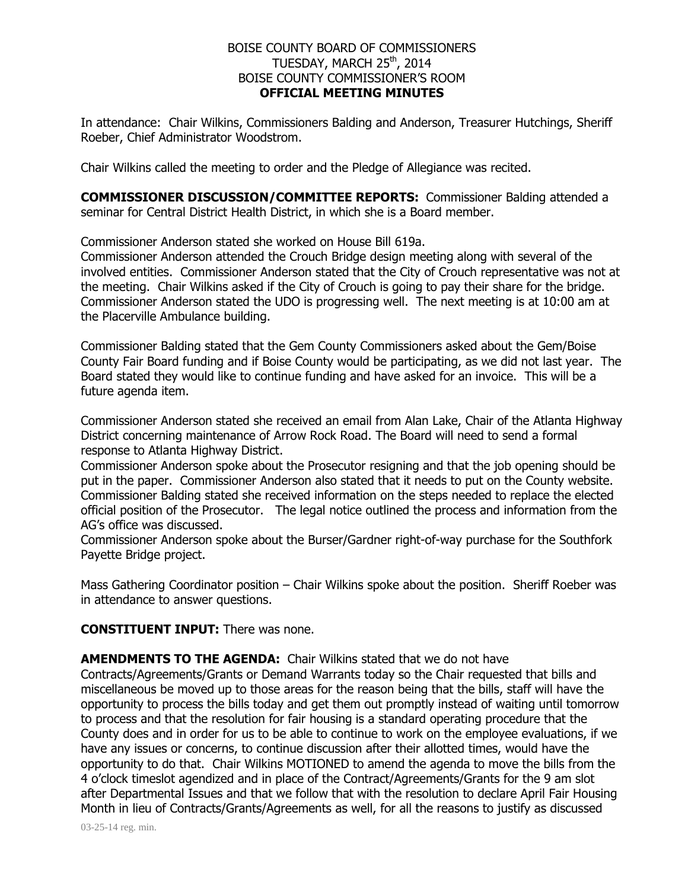# BOISE COUNTY BOARD OF COMMISSIONERS
## TUESDAY, MARCH 25th, 2014
## BOISE COUNTY COMMISSIONER'S ROOM
## OFFICIAL MEETING MINUTES

In attendance: Chair Wilkins, Commissioners Balding and Anderson, Treasurer Hutchings, Sheriff Roeber, Chief Administrator Woodstrom.

Chair Wilkins called the meeting to order and the Pledge of Allegiance was recited.

**COMMISSIONER DISCUSSION/COMMITTEE REPORTS:** Commissioner Balding attended a seminar for Central District Health District, in which she is a Board member.

Commissioner Anderson stated she worked on House Bill 619a.
Commissioner Anderson attended the Crouch Bridge design meeting along with several of the involved entities. Commissioner Anderson stated that the City of Crouch representative was not at the meeting. Chair Wilkins asked if the City of Crouch is going to pay their share for the bridge. Commissioner Anderson stated the UDO is progressing well. The next meeting is at 10:00 am at the Placerville Ambulance building.

Commissioner Balding stated that the Gem County Commissioners asked about the Gem/Boise County Fair Board funding and if Boise County would be participating, as we did not last year. The Board stated they would like to continue funding and have asked for an invoice. This will be a future agenda item.

Commissioner Anderson stated she received an email from Alan Lake, Chair of the Atlanta Highway District concerning maintenance of Arrow Rock Road. The Board will need to send a formal response to Atlanta Highway District.
Commissioner Anderson spoke about the Prosecutor resigning and that the job opening should be put in the paper. Commissioner Anderson also stated that it needs to put on the County website. Commissioner Balding stated she received information on the steps needed to replace the elected official position of the Prosecutor. The legal notice outlined the process and information from the AG's office was discussed.
Commissioner Anderson spoke about the Burser/Gardner right-of-way purchase for the Southfork Payette Bridge project.

Mass Gathering Coordinator position – Chair Wilkins spoke about the position. Sheriff Roeber was in attendance to answer questions.

**CONSTITUENT INPUT:** There was none.

**AMENDMENTS TO THE AGENDA:** Chair Wilkins stated that we do not have Contracts/Agreements/Grants or Demand Warrants today so the Chair requested that bills and miscellaneous be moved up to those areas for the reason being that the bills, staff will have the opportunity to process the bills today and get them out promptly instead of waiting until tomorrow to process and that the resolution for fair housing is a standard operating procedure that the County does and in order for us to be able to continue to work on the employee evaluations, if we have any issues or concerns, to continue discussion after their allotted times, would have the opportunity to do that. Chair Wilkins MOTIONED to amend the agenda to move the bills from the 4 o'clock timeslot agendized and in place of the Contract/Agreements/Grants for the 9 am slot after Departmental Issues and that we follow that with the resolution to declare April Fair Housing Month in lieu of Contracts/Grants/Agreements as well, for all the reasons to justify as discussed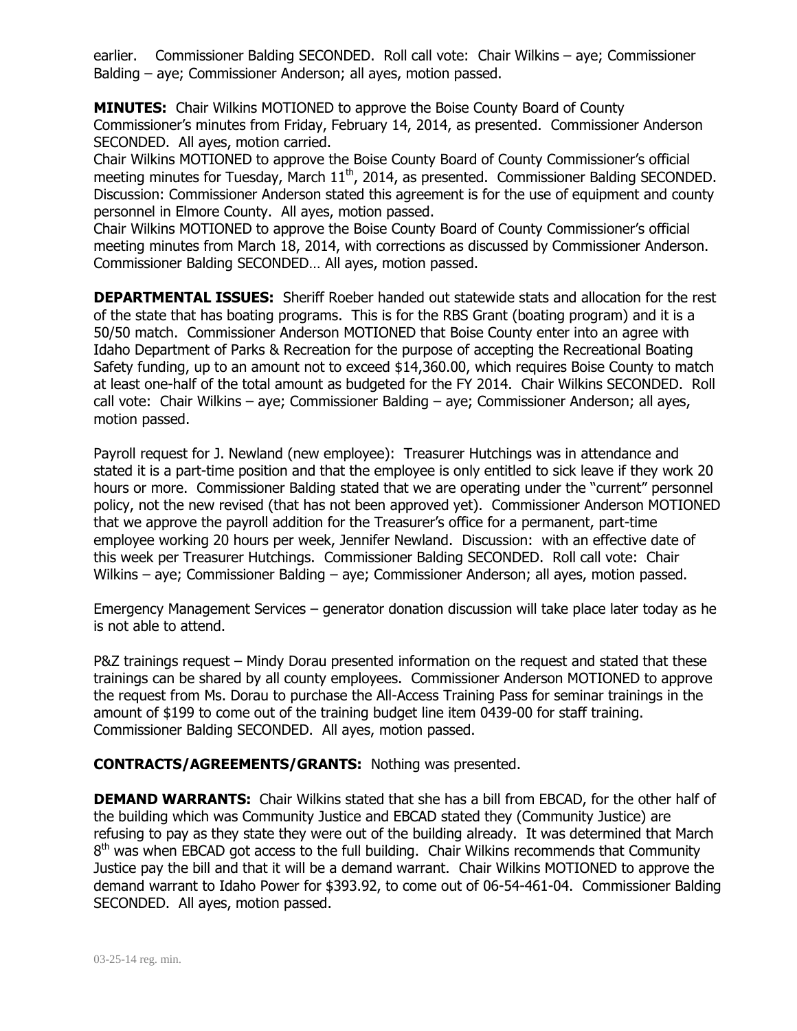earlier. Commissioner Balding SECONDED. Roll call vote: Chair Wilkins – aye; Commissioner Balding – aye; Commissioner Anderson; all ayes, motion passed.

**MINUTES:** Chair Wilkins MOTIONED to approve the Boise County Board of County Commissioner's minutes from Friday, February 14, 2014, as presented. Commissioner Anderson SECONDED. All ayes, motion carried.

Chair Wilkins MOTIONED to approve the Boise County Board of County Commissioner's official meeting minutes for Tuesday, March 11th, 2014, as presented. Commissioner Balding SECONDED. Discussion: Commissioner Anderson stated this agreement is for the use of equipment and county personnel in Elmore County. All ayes, motion passed.

Chair Wilkins MOTIONED to approve the Boise County Board of County Commissioner's official meeting minutes from March 18, 2014, with corrections as discussed by Commissioner Anderson. Commissioner Balding SECONDED… All ayes, motion passed.

**DEPARTMENTAL ISSUES:** Sheriff Roeber handed out statewide stats and allocation for the rest of the state that has boating programs. This is for the RBS Grant (boating program) and it is a 50/50 match. Commissioner Anderson MOTIONED that Boise County enter into an agree with Idaho Department of Parks & Recreation for the purpose of accepting the Recreational Boating Safety funding, up to an amount not to exceed $14,360.00, which requires Boise County to match at least one-half of the total amount as budgeted for the FY 2014. Chair Wilkins SECONDED. Roll call vote: Chair Wilkins – aye; Commissioner Balding – aye; Commissioner Anderson; all ayes, motion passed.

Payroll request for J. Newland (new employee): Treasurer Hutchings was in attendance and stated it is a part-time position and that the employee is only entitled to sick leave if they work 20 hours or more. Commissioner Balding stated that we are operating under the "current" personnel policy, not the new revised (that has not been approved yet). Commissioner Anderson MOTIONED that we approve the payroll addition for the Treasurer's office for a permanent, part-time employee working 20 hours per week, Jennifer Newland. Discussion: with an effective date of this week per Treasurer Hutchings. Commissioner Balding SECONDED. Roll call vote: Chair Wilkins – aye; Commissioner Balding – aye; Commissioner Anderson; all ayes, motion passed.

Emergency Management Services – generator donation discussion will take place later today as he is not able to attend.

P&Z trainings request – Mindy Dorau presented information on the request and stated that these trainings can be shared by all county employees. Commissioner Anderson MOTIONED to approve the request from Ms. Dorau to purchase the All-Access Training Pass for seminar trainings in the amount of $199 to come out of the training budget line item 0439-00 for staff training. Commissioner Balding SECONDED. All ayes, motion passed.

**CONTRACTS/AGREEMENTS/GRANTS:** Nothing was presented.

**DEMAND WARRANTS:** Chair Wilkins stated that she has a bill from EBCAD, for the other half of the building which was Community Justice and EBCAD stated they (Community Justice) are refusing to pay as they state they were out of the building already. It was determined that March 8th was when EBCAD got access to the full building. Chair Wilkins recommends that Community Justice pay the bill and that it will be a demand warrant. Chair Wilkins MOTIONED to approve the demand warrant to Idaho Power for $393.92, to come out of 06-54-461-04. Commissioner Balding SECONDED. All ayes, motion passed.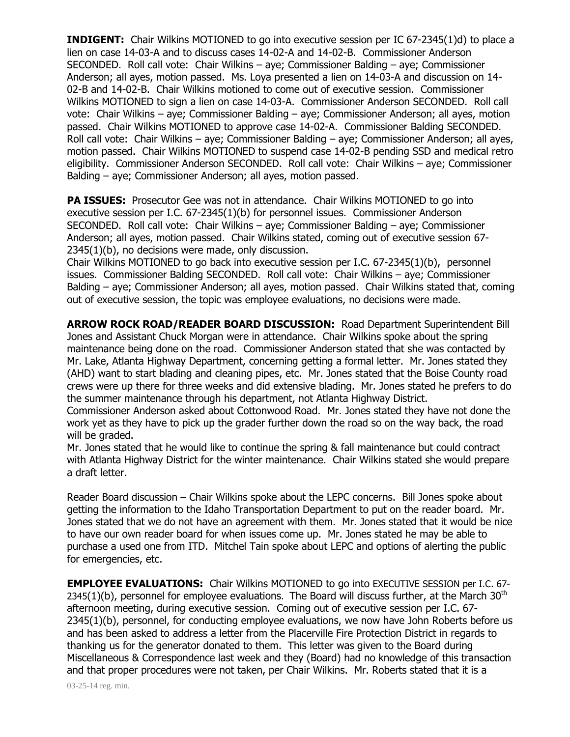**INDIGENT:** Chair Wilkins MOTIONED to go into executive session per IC 67-2345(1)d) to place a lien on case 14-03-A and to discuss cases 14-02-A and 14-02-B. Commissioner Anderson SECONDED. Roll call vote: Chair Wilkins – aye; Commissioner Balding – aye; Commissioner Anderson; all ayes, motion passed. Ms. Loya presented a lien on 14-03-A and discussion on 14-02-B and 14-02-B. Chair Wilkins motioned to come out of executive session. Commissioner Wilkins MOTIONED to sign a lien on case 14-03-A. Commissioner Anderson SECONDED. Roll call vote: Chair Wilkins – aye; Commissioner Balding – aye; Commissioner Anderson; all ayes, motion passed. Chair Wilkins MOTIONED to approve case 14-02-A. Commissioner Balding SECONDED. Roll call vote: Chair Wilkins – aye; Commissioner Balding – aye; Commissioner Anderson; all ayes, motion passed. Chair Wilkins MOTIONED to suspend case 14-02-B pending SSD and medical retro eligibility. Commissioner Anderson SECONDED. Roll call vote: Chair Wilkins – aye; Commissioner Balding – aye; Commissioner Anderson; all ayes, motion passed.

**PA ISSUES:** Prosecutor Gee was not in attendance. Chair Wilkins MOTIONED to go into executive session per I.C. 67-2345(1)(b) for personnel issues. Commissioner Anderson SECONDED. Roll call vote: Chair Wilkins – aye; Commissioner Balding – aye; Commissioner Anderson; all ayes, motion passed. Chair Wilkins stated, coming out of executive session 67-2345(1)(b), no decisions were made, only discussion.

Chair Wilkins MOTIONED to go back into executive session per I.C. 67-2345(1)(b), personnel issues. Commissioner Balding SECONDED. Roll call vote: Chair Wilkins – aye; Commissioner Balding – aye; Commissioner Anderson; all ayes, motion passed. Chair Wilkins stated that, coming out of executive session, the topic was employee evaluations, no decisions were made.

**ARROW ROCK ROAD/READER BOARD DISCUSSION:** Road Department Superintendent Bill Jones and Assistant Chuck Morgan were in attendance. Chair Wilkins spoke about the spring maintenance being done on the road. Commissioner Anderson stated that she was contacted by Mr. Lake, Atlanta Highway Department, concerning getting a formal letter. Mr. Jones stated they (AHD) want to start blading and cleaning pipes, etc. Mr. Jones stated that the Boise County road crews were up there for three weeks and did extensive blading. Mr. Jones stated he prefers to do the summer maintenance through his department, not Atlanta Highway District.

Commissioner Anderson asked about Cottonwood Road. Mr. Jones stated they have not done the work yet as they have to pick up the grader further down the road so on the way back, the road will be graded.

Mr. Jones stated that he would like to continue the spring & fall maintenance but could contract with Atlanta Highway District for the winter maintenance. Chair Wilkins stated she would prepare a draft letter.

Reader Board discussion – Chair Wilkins spoke about the LEPC concerns. Bill Jones spoke about getting the information to the Idaho Transportation Department to put on the reader board. Mr. Jones stated that we do not have an agreement with them. Mr. Jones stated that it would be nice to have our own reader board for when issues come up. Mr. Jones stated he may be able to purchase a used one from ITD. Mitchel Tain spoke about LEPC and options of alerting the public for emergencies, etc.

**EMPLOYEE EVALUATIONS:** Chair Wilkins MOTIONED to go into EXECUTIVE SESSION per I.C. 67-2345(1)(b), personnel for employee evaluations. The Board will discuss further, at the March 30th afternoon meeting, during executive session. Coming out of executive session per I.C. 67-2345(1)(b), personnel, for conducting employee evaluations, we now have John Roberts before us and has been asked to address a letter from the Placerville Fire Protection District in regards to thanking us for the generator donated to them. This letter was given to the Board during Miscellaneous & Correspondence last week and they (Board) had no knowledge of this transaction and that proper procedures were not taken, per Chair Wilkins. Mr. Roberts stated that it is a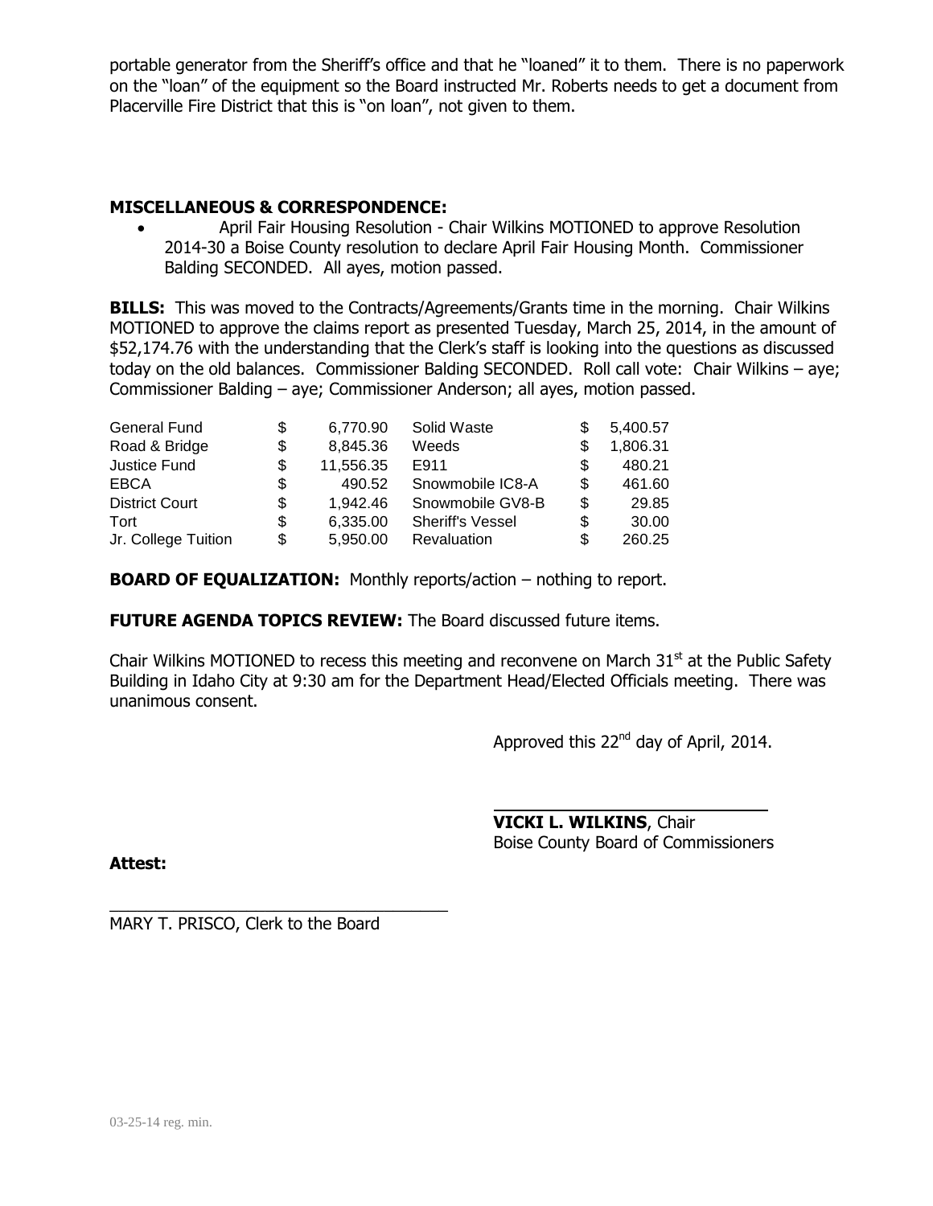portable generator from the Sheriff's office and that he "loaned" it to them. There is no paperwork on the "loan" of the equipment so the Board instructed Mr. Roberts needs to get a document from Placerville Fire District that this is "on loan", not given to them.

**MISCELLANEOUS & CORRESPONDENCE:**

- April Fair Housing Resolution - Chair Wilkins MOTIONED to approve Resolution 2014-30 a Boise County resolution to declare April Fair Housing Month. Commissioner Balding SECONDED. All ayes, motion passed.

**BILLS:** This was moved to the Contracts/Agreements/Grants time in the morning. Chair Wilkins MOTIONED to approve the claims report as presented Tuesday, March 25, 2014, in the amount of $52,174.76 with the understanding that the Clerk's staff is looking into the questions as discussed today on the old balances. Commissioner Balding SECONDED. Roll call vote: Chair Wilkins – aye; Commissioner Balding – aye; Commissioner Anderson; all ayes, motion passed.

| | | | | | |
|---|---|---|---|---|---|
| General Fund | $ | 6,770.90 | Solid Waste | $ | 5,400.57 |
| Road & Bridge | $ | 8,845.36 | Weeds | $ | 1,806.31 |
| Justice Fund | $ | 11,556.35 | E911 | $ | 480.21 |
| EBCA | $ | 490.52 | Snowmobile IC8-A | $ | 461.60 |
| District Court | $ | 1,942.46 | Snowmobile GV8-B | $ | 29.85 |
| Tort | $ | 6,335.00 | Sheriff's Vessel | $ | 30.00 |
| Jr. College Tuition | $ | 5,950.00 | Revaluation | $ | 260.25 |

**BOARD OF EQUALIZATION:** Monthly reports/action – nothing to report.

**FUTURE AGENDA TOPICS REVIEW:** The Board discussed future items.

Chair Wilkins MOTIONED to recess this meeting and reconvene on March 31st at the Public Safety Building in Idaho City at 9:30 am for the Department Head/Elected Officials meeting. There was unanimous consent.

Approved this 22nd day of April, 2014.

\_\_\_\_\_\_\_\_\_\_\_\_\_\_\_\_\_\_\_\_\_\_\_\_\_\_\_\_\_\_

**VICKI L. WILKINS**, Chair
Boise County Board of Commissioners

**Attest:**

\_\_\_\_\_\_\_\_\_\_\_\_\_\_\_\_\_\_\_\_\_\_\_\_\_\_\_\_\_\_

MARY T. PRISCO, Clerk to the Board